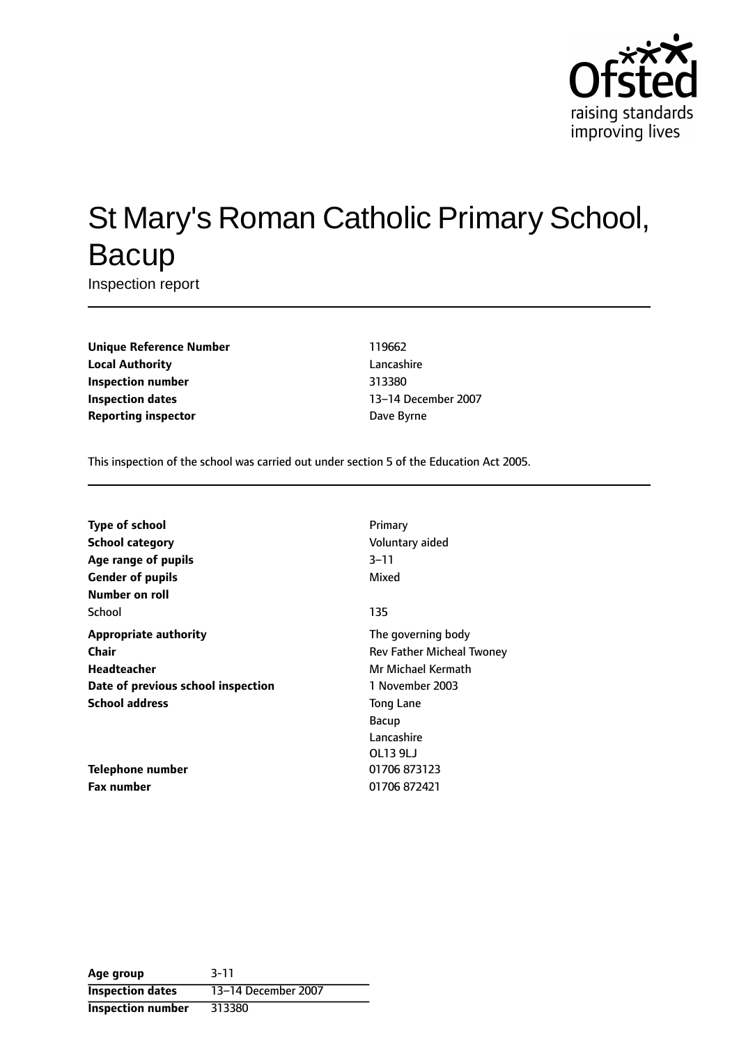# St Mary's Roman Catholic Primary School, Bacup

Inspection report

| | |
|---|---|
| **Unique Reference Number** | 119662 |
| **Local Authority** | Lancashire |
| **Inspection number** | 313380 |
| **Inspection dates** | 13–14 December 2007 |
| **Reporting inspector** | Dave Byrne |

This inspection of the school was carried out under section 5 of the Education Act 2005.

| | |
|---|---|
| **Type of school** | Primary |
| **School category** | Voluntary aided |
| **Age range of pupils** | 3–11 |
| **Gender of pupils** | Mixed |
| **Number on roll** | |
| School | 135 |
| **Appropriate authority** | The governing body |
| **Chair** | Rev Father Micheal Twoney |
| **Headteacher** | Mr Michael Kermath |
| **Date of previous school inspection** | 1 November 2003 |
| **School address** | Tong Lane<br>Bacup<br>Lancashire<br>OL13 9LJ |
| **Telephone number** | 01706 873123 |
| **Fax number** | 01706 872421 |

| | |
|---|---|
| **Age group** | 3-11 |
| **Inspection dates** | 13–14 December 2007 |
| **Inspection number** | 313380 |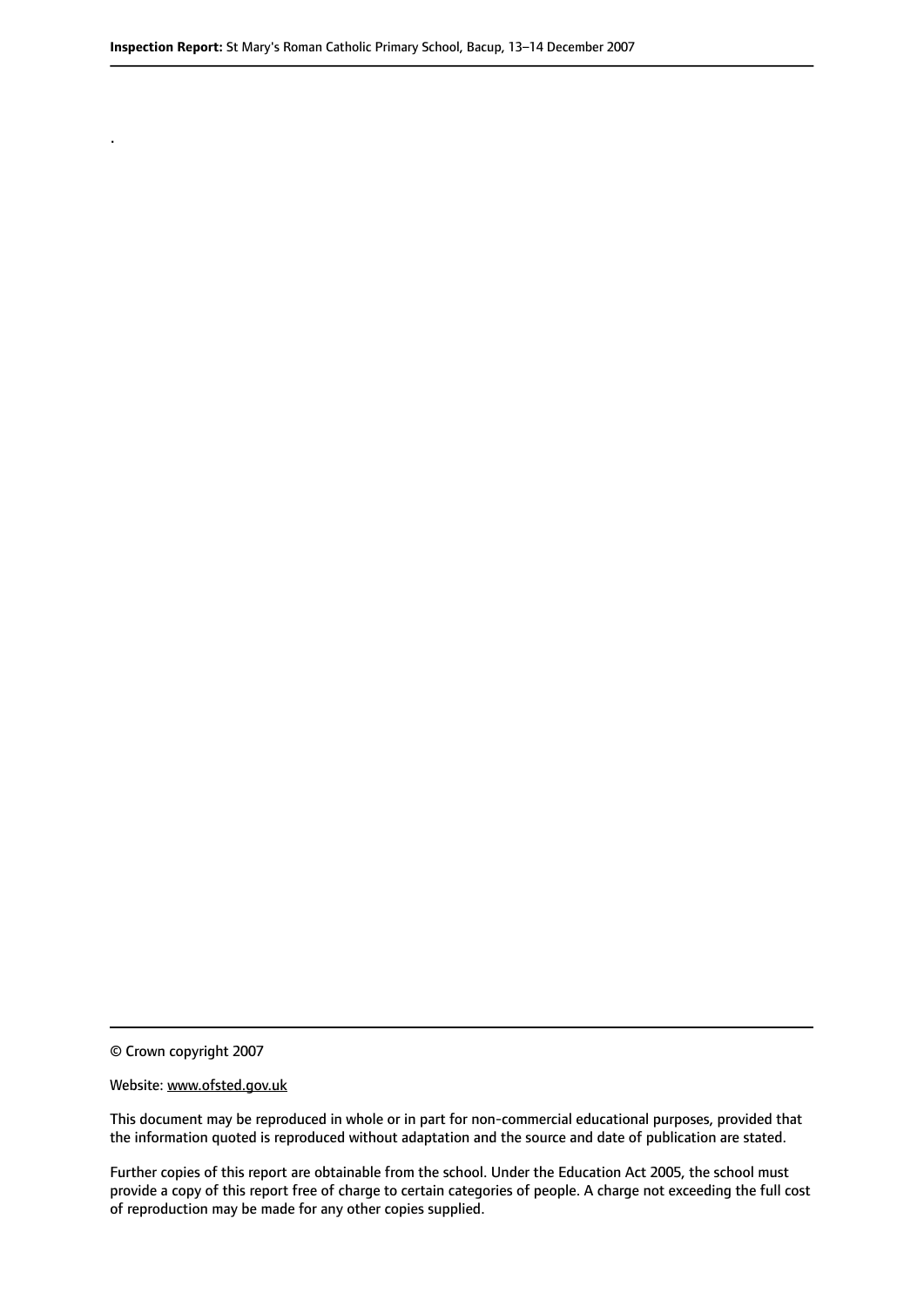.

© Crown copyright 2007

Website: www.ofsted.gov.uk

This document may be reproduced in whole or in part for non-commercial educational purposes, provided that the information quoted is reproduced without adaptation and the source and date of publication are stated.

Further copies of this report are obtainable from the school. Under the Education Act 2005, the school must provide a copy of this report free of charge to certain categories of people. A charge not exceeding the full cost of reproduction may be made for any other copies supplied.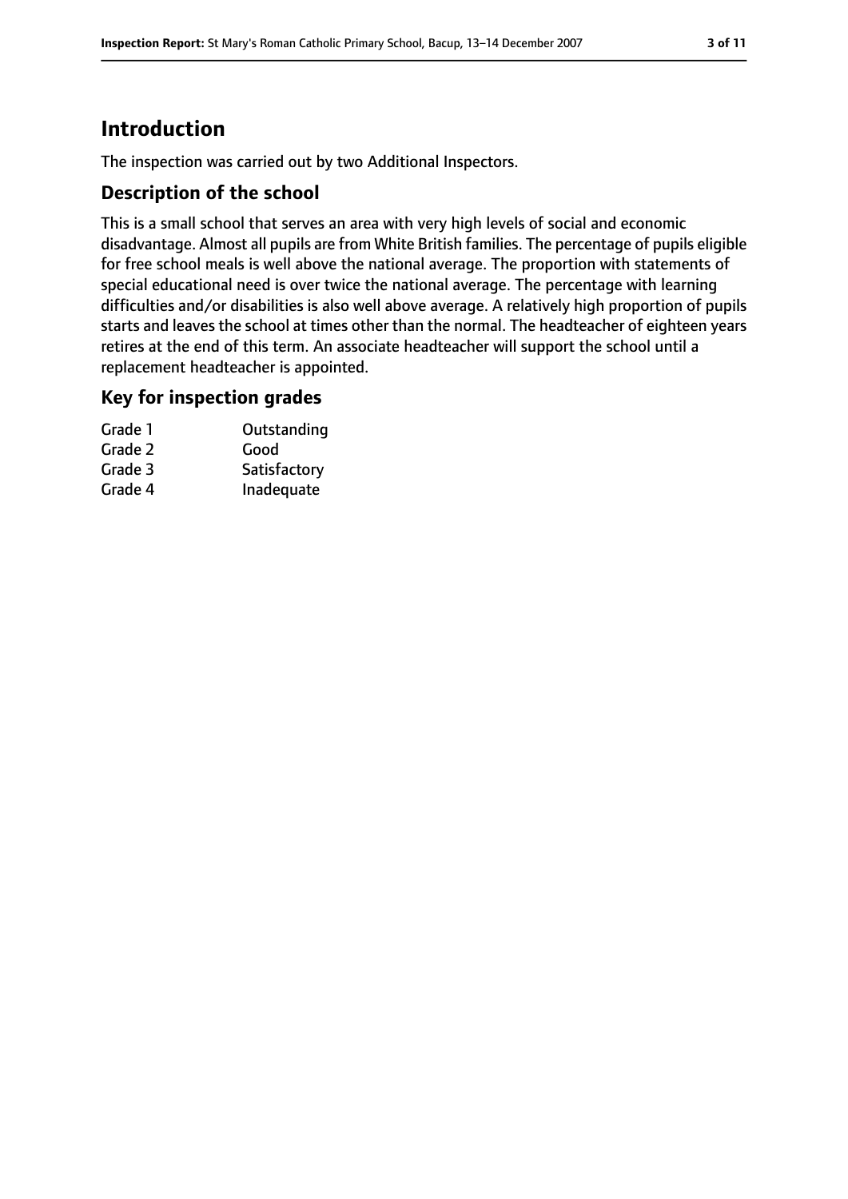## Introduction

The inspection was carried out by two Additional Inspectors.

### Description of the school

This is a small school that serves an area with very high levels of social and economic disadvantage. Almost all pupils are from White British families. The percentage of pupils eligible for free school meals is well above the national average. The proportion with statements of special educational need is over twice the national average. The percentage with learning difficulties and/or disabilities is also well above average. A relatively high proportion of pupils starts and leaves the school at times other than the normal. The headteacher of eighteen years retires at the end of this term. An associate headteacher will support the school until a replacement headteacher is appointed.

### Key for inspection grades

| | |
|---|---|
| Grade 1 | Outstanding |
| Grade 2 | Good |
| Grade 3 | Satisfactory |
| Grade 4 | Inadequate |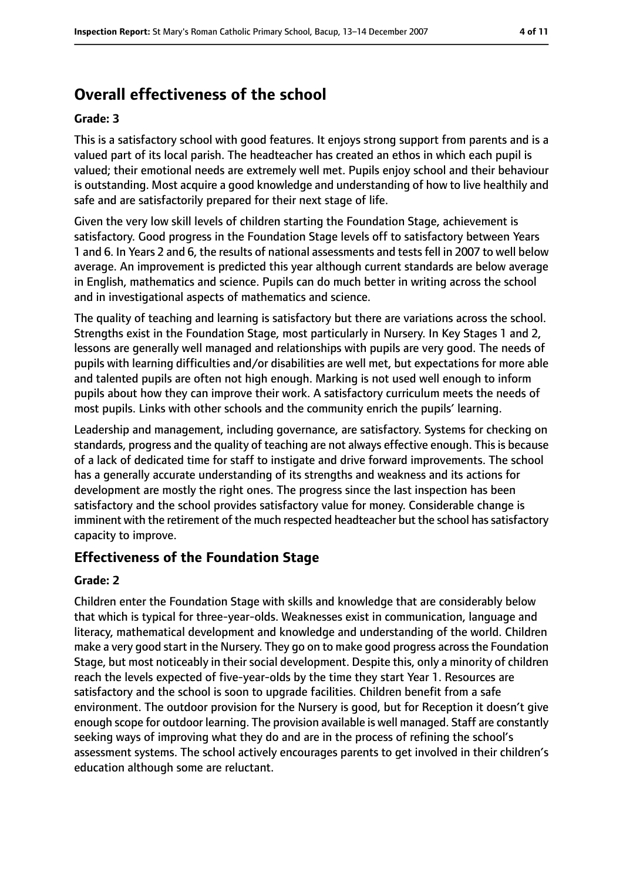## Overall effectiveness of the school

### Grade: 3

This is a satisfactory school with good features. It enjoys strong support from parents and is a valued part of its local parish. The headteacher has created an ethos in which each pupil is valued; their emotional needs are extremely well met. Pupils enjoy school and their behaviour is outstanding. Most acquire a good knowledge and understanding of how to live healthily and safe and are satisfactorily prepared for their next stage of life.

Given the very low skill levels of children starting the Foundation Stage, achievement is satisfactory. Good progress in the Foundation Stage levels off to satisfactory between Years 1 and 6. In Years 2 and 6, the results of national assessments and tests fell in 2007 to well below average. An improvement is predicted this year although current standards are below average in English, mathematics and science. Pupils can do much better in writing across the school and in investigational aspects of mathematics and science.

The quality of teaching and learning is satisfactory but there are variations across the school. Strengths exist in the Foundation Stage, most particularly in Nursery. In Key Stages 1 and 2, lessons are generally well managed and relationships with pupils are very good. The needs of pupils with learning difficulties and/or disabilities are well met, but expectations for more able and talented pupils are often not high enough. Marking is not used well enough to inform pupils about how they can improve their work. A satisfactory curriculum meets the needs of most pupils. Links with other schools and the community enrich the pupils' learning.

Leadership and management, including governance, are satisfactory. Systems for checking on standards, progress and the quality of teaching are not always effective enough. This is because of a lack of dedicated time for staff to instigate and drive forward improvements. The school has a generally accurate understanding of its strengths and weakness and its actions for development are mostly the right ones. The progress since the last inspection has been satisfactory and the school provides satisfactory value for money. Considerable change is imminent with the retirement of the much respected headteacher but the school has satisfactory capacity to improve.

## Effectiveness of the Foundation Stage

### Grade: 2

Children enter the Foundation Stage with skills and knowledge that are considerably below that which is typical for three-year-olds. Weaknesses exist in communication, language and literacy, mathematical development and knowledge and understanding of the world. Children make a very good start in the Nursery. They go on to make good progress across the Foundation Stage, but most noticeably in their social development. Despite this, only a minority of children reach the levels expected of five-year-olds by the time they start Year 1. Resources are satisfactory and the school is soon to upgrade facilities. Children benefit from a safe environment. The outdoor provision for the Nursery is good, but for Reception it doesn't give enough scope for outdoor learning. The provision available is well managed. Staff are constantly seeking ways of improving what they do and are in the process of refining the school's assessment systems. The school actively encourages parents to get involved in their children's education although some are reluctant.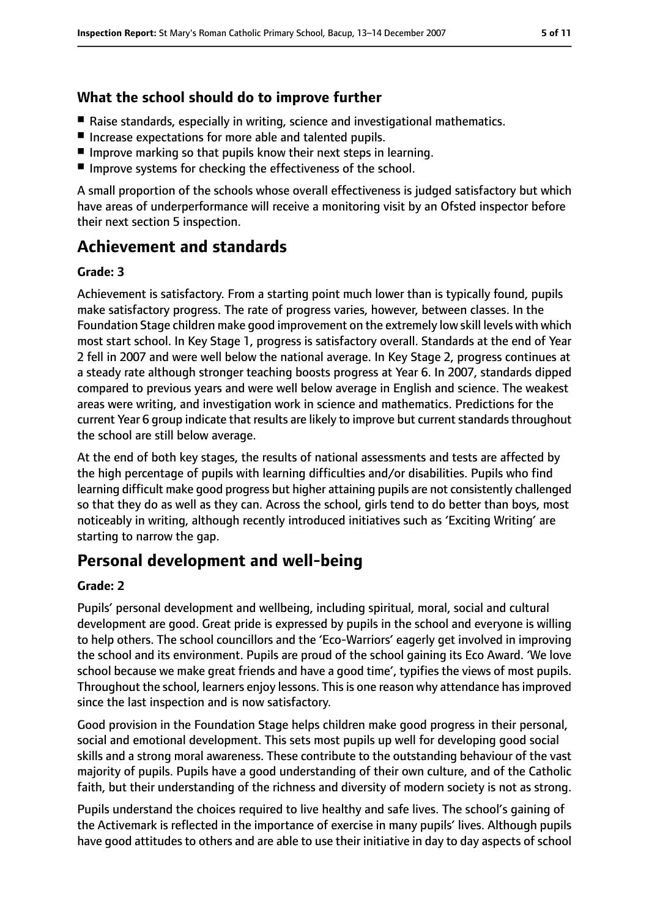### What the school should do to improve further

- Raise standards, especially in writing, science and investigational mathematics.
- Increase expectations for more able and talented pupils.
- Improve marking so that pupils know their next steps in learning.
- Improve systems for checking the effectiveness of the school.

A small proportion of the schools whose overall effectiveness is judged satisfactory but which have areas of underperformance will receive a monitoring visit by an Ofsted inspector before their next section 5 inspection.

## Achievement and standards

**Grade: 3**

Achievement is satisfactory. From a starting point much lower than is typically found, pupils make satisfactory progress. The rate of progress varies, however, between classes. In the Foundation Stage children make good improvement on the extremely low skill levels with which most start school. In Key Stage 1, progress is satisfactory overall. Standards at the end of Year 2 fell in 2007 and were well below the national average. In Key Stage 2, progress continues at a steady rate although stronger teaching boosts progress at Year 6. In 2007, standards dipped compared to previous years and were well below average in English and science. The weakest areas were writing, and investigation work in science and mathematics. Predictions for the current Year 6 group indicate that results are likely to improve but current standards throughout the school are still below average.

At the end of both key stages, the results of national assessments and tests are affected by the high percentage of pupils with learning difficulties and/or disabilities. Pupils who find learning difficult make good progress but higher attaining pupils are not consistently challenged so that they do as well as they can. Across the school, girls tend to do better than boys, most noticeably in writing, although recently introduced initiatives such as 'Exciting Writing' are starting to narrow the gap.

## Personal development and well-being

**Grade: 2**

Pupils' personal development and wellbeing, including spiritual, moral, social and cultural development are good. Great pride is expressed by pupils in the school and everyone is willing to help others. The school councillors and the 'Eco-Warriors' eagerly get involved in improving the school and its environment. Pupils are proud of the school gaining its Eco Award. 'We love school because we make great friends and have a good time', typifies the views of most pupils. Throughout the school, learners enjoy lessons. This is one reason why attendance has improved since the last inspection and is now satisfactory.

Good provision in the Foundation Stage helps children make good progress in their personal, social and emotional development. This sets most pupils up well for developing good social skills and a strong moral awareness. These contribute to the outstanding behaviour of the vast majority of pupils. Pupils have a good understanding of their own culture, and of the Catholic faith, but their understanding of the richness and diversity of modern society is not as strong.

Pupils understand the choices required to live healthy and safe lives. The school's gaining of the Activemark is reflected in the importance of exercise in many pupils' lives. Although pupils have good attitudes to others and are able to use their initiative in day to day aspects of school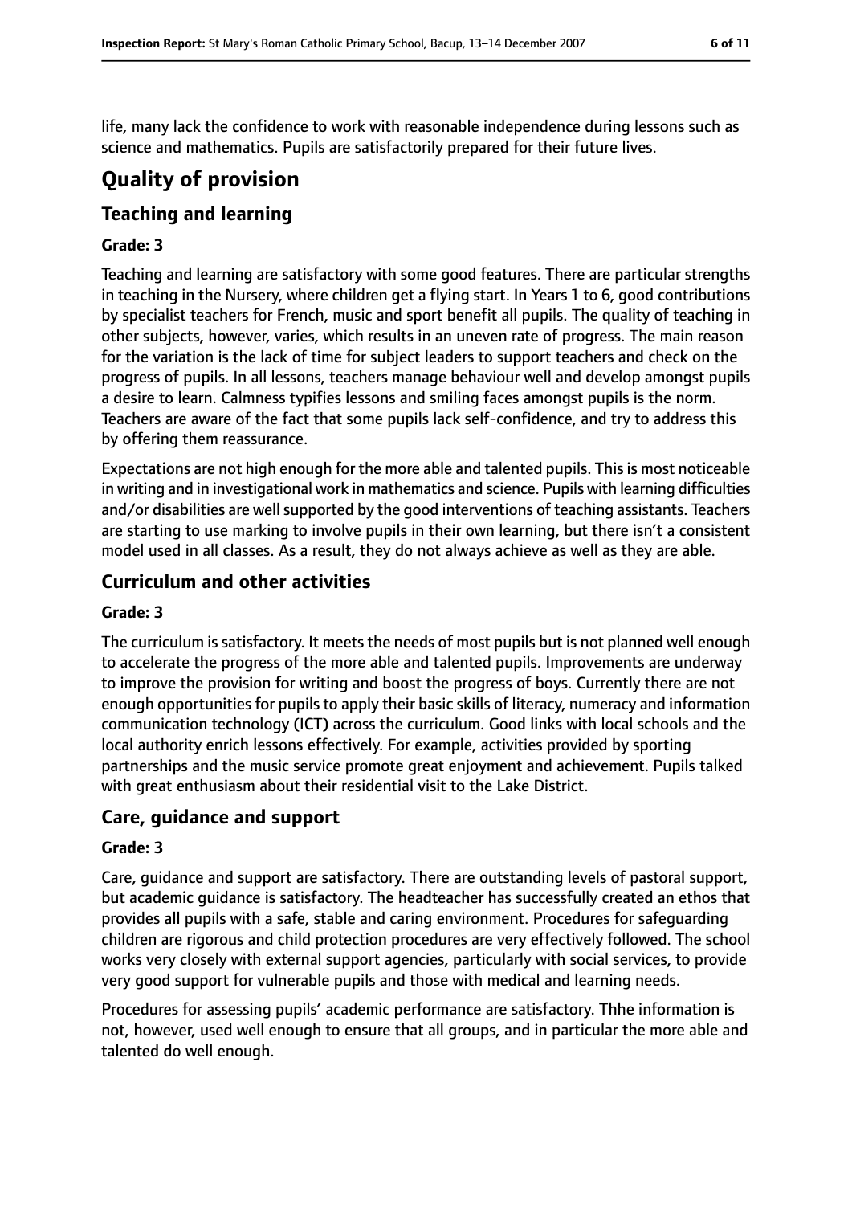life, many lack the confidence to work with reasonable independence during lessons such as science and mathematics. Pupils are satisfactorily prepared for their future lives.

# Quality of provision

## Teaching and learning

### Grade: 3

Teaching and learning are satisfactory with some good features. There are particular strengths in teaching in the Nursery, where children get a flying start. In Years 1 to 6, good contributions by specialist teachers for French, music and sport benefit all pupils. The quality of teaching in other subjects, however, varies, which results in an uneven rate of progress. The main reason for the variation is the lack of time for subject leaders to support teachers and check on the progress of pupils. In all lessons, teachers manage behaviour well and develop amongst pupils a desire to learn. Calmness typifies lessons and smiling faces amongst pupils is the norm. Teachers are aware of the fact that some pupils lack self-confidence, and try to address this by offering them reassurance.

Expectations are not high enough for the more able and talented pupils. This is most noticeable in writing and in investigational work in mathematics and science. Pupils with learning difficulties and/or disabilities are well supported by the good interventions of teaching assistants. Teachers are starting to use marking to involve pupils in their own learning, but there isn't a consistent model used in all classes. As a result, they do not always achieve as well as they are able.

## Curriculum and other activities

### Grade: 3

The curriculum is satisfactory. It meets the needs of most pupils but is not planned well enough to accelerate the progress of the more able and talented pupils. Improvements are underway to improve the provision for writing and boost the progress of boys. Currently there are not enough opportunities for pupils to apply their basic skills of literacy, numeracy and information communication technology (ICT) across the curriculum. Good links with local schools and the local authority enrich lessons effectively. For example, activities provided by sporting partnerships and the music service promote great enjoyment and achievement. Pupils talked with great enthusiasm about their residential visit to the Lake District.

## Care, guidance and support

### Grade: 3

Care, guidance and support are satisfactory. There are outstanding levels of pastoral support, but academic guidance is satisfactory. The headteacher has successfully created an ethos that provides all pupils with a safe, stable and caring environment. Procedures for safeguarding children are rigorous and child protection procedures are very effectively followed. The school works very closely with external support agencies, particularly with social services, to provide very good support for vulnerable pupils and those with medical and learning needs.

Procedures for assessing pupils' academic performance are satisfactory. Thhe information is not, however, used well enough to ensure that all groups, and in particular the more able and talented do well enough.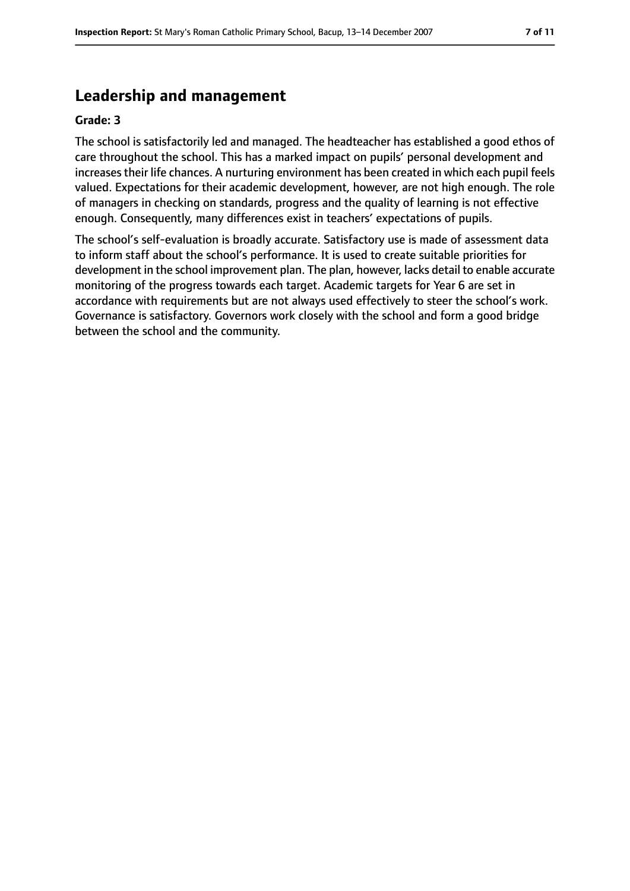## Leadership and management

**Grade: 3**

The school is satisfactorily led and managed. The headteacher has established a good ethos of care throughout the school. This has a marked impact on pupils' personal development and increases their life chances. A nurturing environment has been created in which each pupil feels valued. Expectations for their academic development, however, are not high enough. The role of managers in checking on standards, progress and the quality of learning is not effective enough. Consequently, many differences exist in teachers' expectations of pupils.

The school's self-evaluation is broadly accurate. Satisfactory use is made of assessment data to inform staff about the school's performance. It is used to create suitable priorities for development in the school improvement plan. The plan, however, lacks detail to enable accurate monitoring of the progress towards each target. Academic targets for Year 6 are set in accordance with requirements but are not always used effectively to steer the school's work. Governance is satisfactory. Governors work closely with the school and form a good bridge between the school and the community.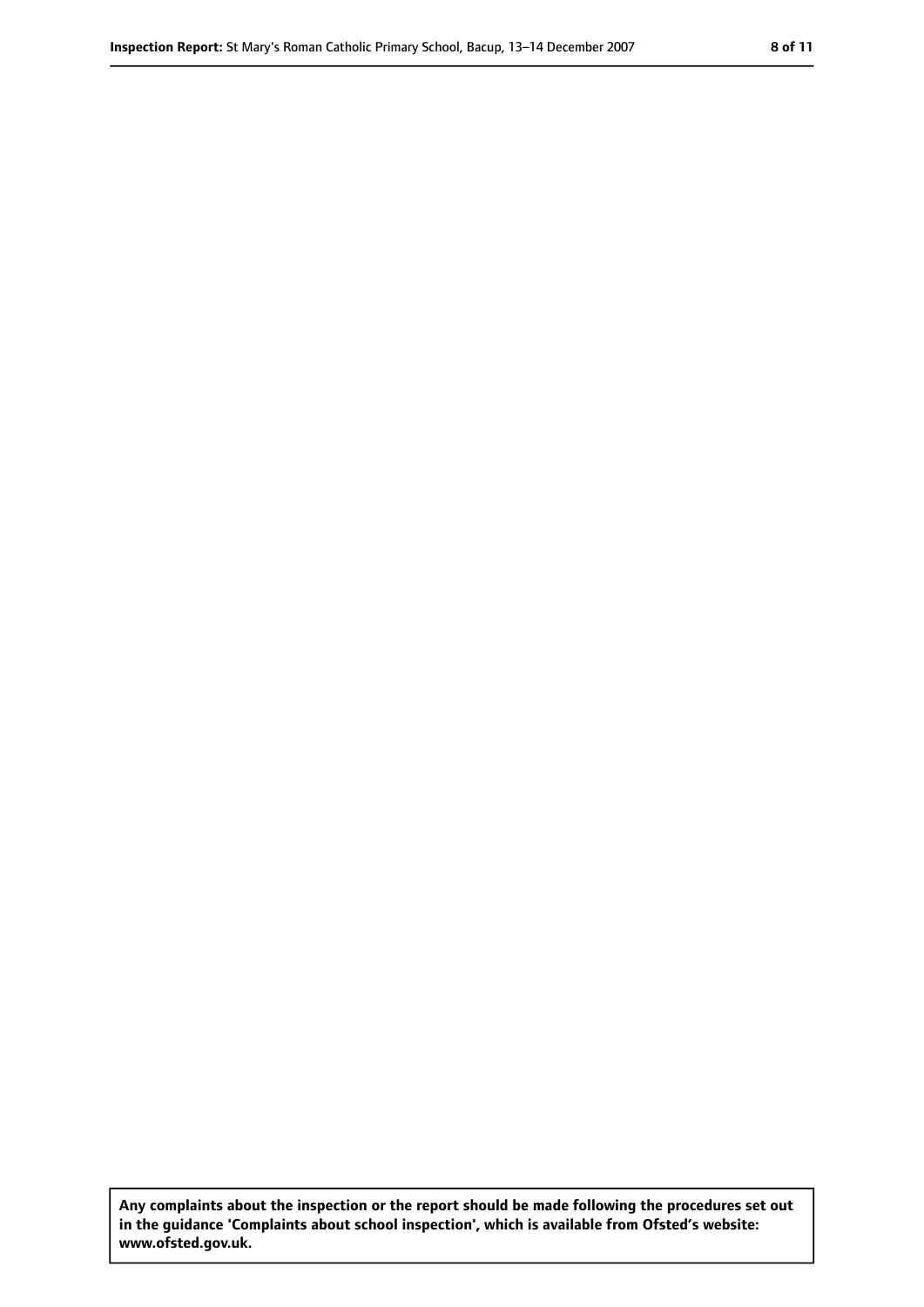**Any complaints about the inspection or the report should be made following the procedures set out in the guidance 'Complaints about school inspection', which is available from Ofsted's website: www.ofsted.gov.uk.**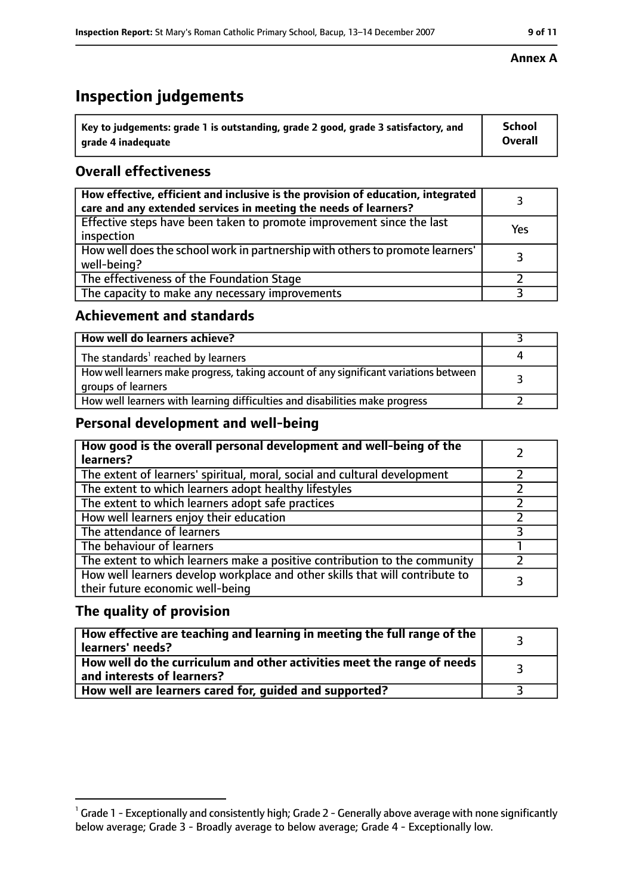**Annex A**

# Inspection judgements

| Key to judgements: grade 1 is outstanding, grade 2 good, grade 3 satisfactory, and grade 4 inadequate | School Overall |
|---|---|

## Overall effectiveness

| | |
|---|---|
| How effective, efficient and inclusive is the provision of education, integrated care and any extended services in meeting the needs of learners? | 3 |
| Effective steps have been taken to promote improvement since the last inspection | Yes |
| How well does the school work in partnership with others to promote learners' well-being? | 3 |
| The effectiveness of the Foundation Stage | 2 |
| The capacity to make any necessary improvements | 3 |

## Achievement and standards

| | |
|---|---|
| How well do learners achieve? | 3 |
| The standards[1] reached by learners | 4 |
| How well learners make progress, taking account of any significant variations between groups of learners | 3 |
| How well learners with learning difficulties and disabilities make progress | 2 |

## Personal development and well-being

| | |
|---|---|
| How good is the overall personal development and well-being of the learners? | 2 |
| The extent of learners' spiritual, moral, social and cultural development | 2 |
| The extent to which learners adopt healthy lifestyles | 2 |
| The extent to which learners adopt safe practices | 2 |
| How well learners enjoy their education | 2 |
| The attendance of learners | 3 |
| The behaviour of learners | 1 |
| The extent to which learners make a positive contribution to the community | 2 |
| How well learners develop workplace and other skills that will contribute to their future economic well-being | 3 |

## The quality of provision

| | |
|---|---|
| How effective are teaching and learning in meeting the full range of the learners' needs? | 3 |
| How well do the curriculum and other activities meet the range of needs and interests of learners? | 3 |
| How well are learners cared for, guided and supported? | 3 |

[1] Grade 1 - Exceptionally and consistently high; Grade 2 - Generally above average with none significantly below average; Grade 3 - Broadly average to below average; Grade 4 - Exceptionally low.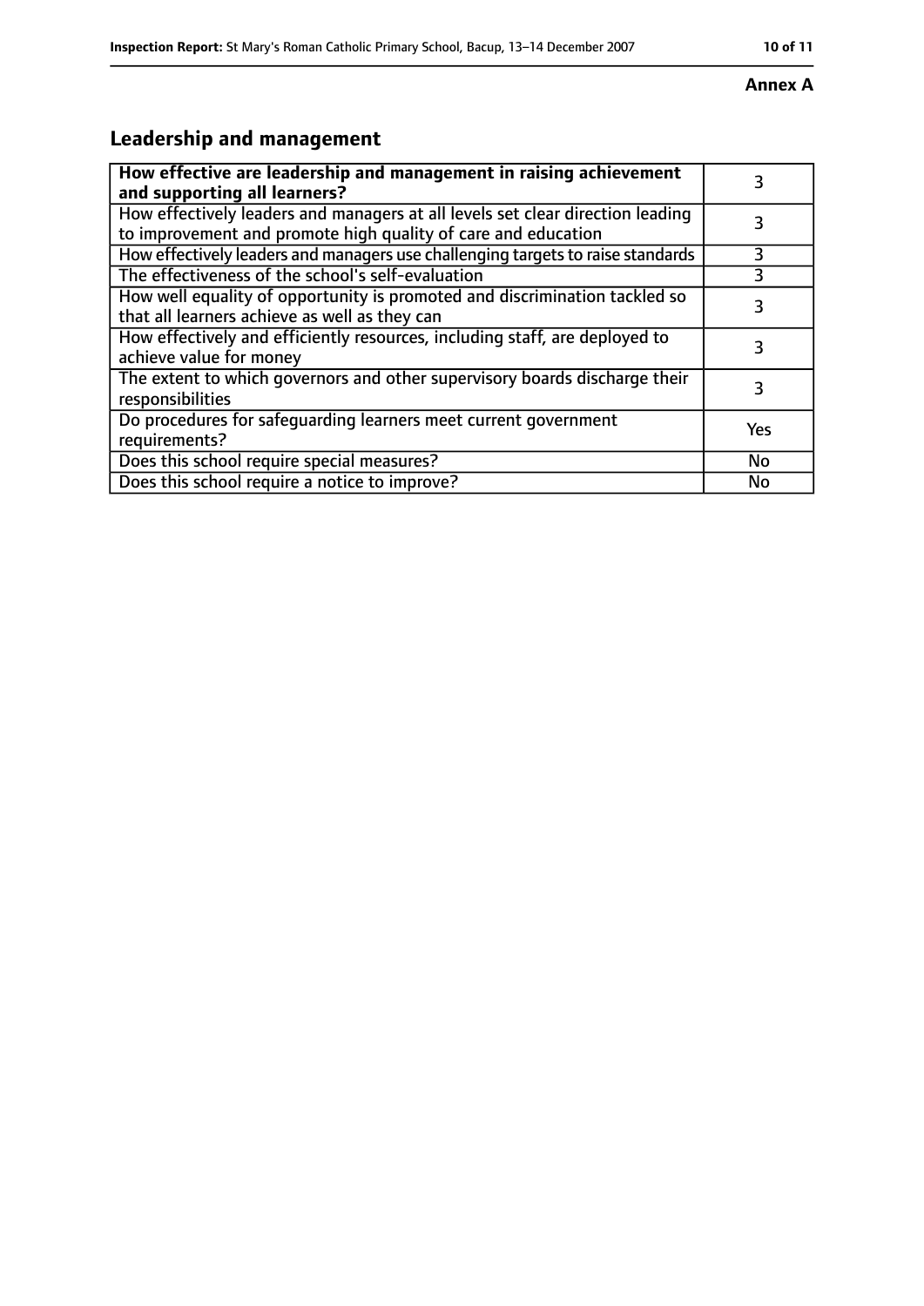**Annex A**

## Leadership and management

| | |
|---|---|
| **How effective are leadership and management in raising achievement and supporting all learners?** | 3 |
| How effectively leaders and managers at all levels set clear direction leading to improvement and promote high quality of care and education | 3 |
| How effectively leaders and managers use challenging targets to raise standards | 3 |
| The effectiveness of the school's self-evaluation | 3 |
| How well equality of opportunity is promoted and discrimination tackled so that all learners achieve as well as they can | 3 |
| How effectively and efficiently resources, including staff, are deployed to achieve value for money | 3 |
| The extent to which governors and other supervisory boards discharge their responsibilities | 3 |
| Do procedures for safeguarding learners meet current government requirements? | Yes |
| Does this school require special measures? | No |
| Does this school require a notice to improve? | No |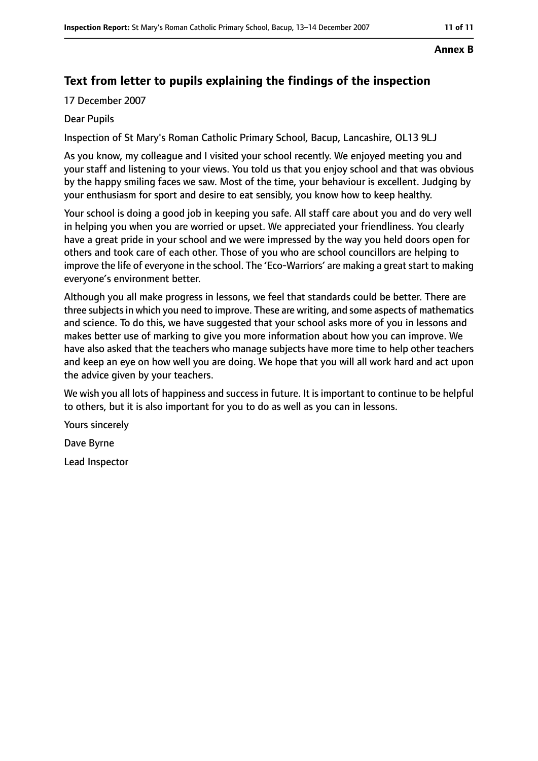**Annex B**

## Text from letter to pupils explaining the findings of the inspection

17 December 2007

Dear Pupils

Inspection of St Mary's Roman Catholic Primary School, Bacup, Lancashire, OL13 9LJ

As you know, my colleague and I visited your school recently. We enjoyed meeting you and your staff and listening to your views. You told us that you enjoy school and that was obvious by the happy smiling faces we saw. Most of the time, your behaviour is excellent. Judging by your enthusiasm for sport and desire to eat sensibly, you know how to keep healthy.

Your school is doing a good job in keeping you safe. All staff care about you and do very well in helping you when you are worried or upset. We appreciated your friendliness. You clearly have a great pride in your school and we were impressed by the way you held doors open for others and took care of each other. Those of you who are school councillors are helping to improve the life of everyone in the school. The 'Eco-Warriors' are making a great start to making everyone's environment better.

Although you all make progress in lessons, we feel that standards could be better. There are three subjects in which you need to improve. These are writing, and some aspects of mathematics and science. To do this, we have suggested that your school asks more of you in lessons and makes better use of marking to give you more information about how you can improve. We have also asked that the teachers who manage subjects have more time to help other teachers and keep an eye on how well you are doing. We hope that you will all work hard and act upon the advice given by your teachers.

We wish you all lots of happiness and success in future. It is important to continue to be helpful to others, but it is also important for you to do as well as you can in lessons.

Yours sincerely

Dave Byrne

Lead Inspector